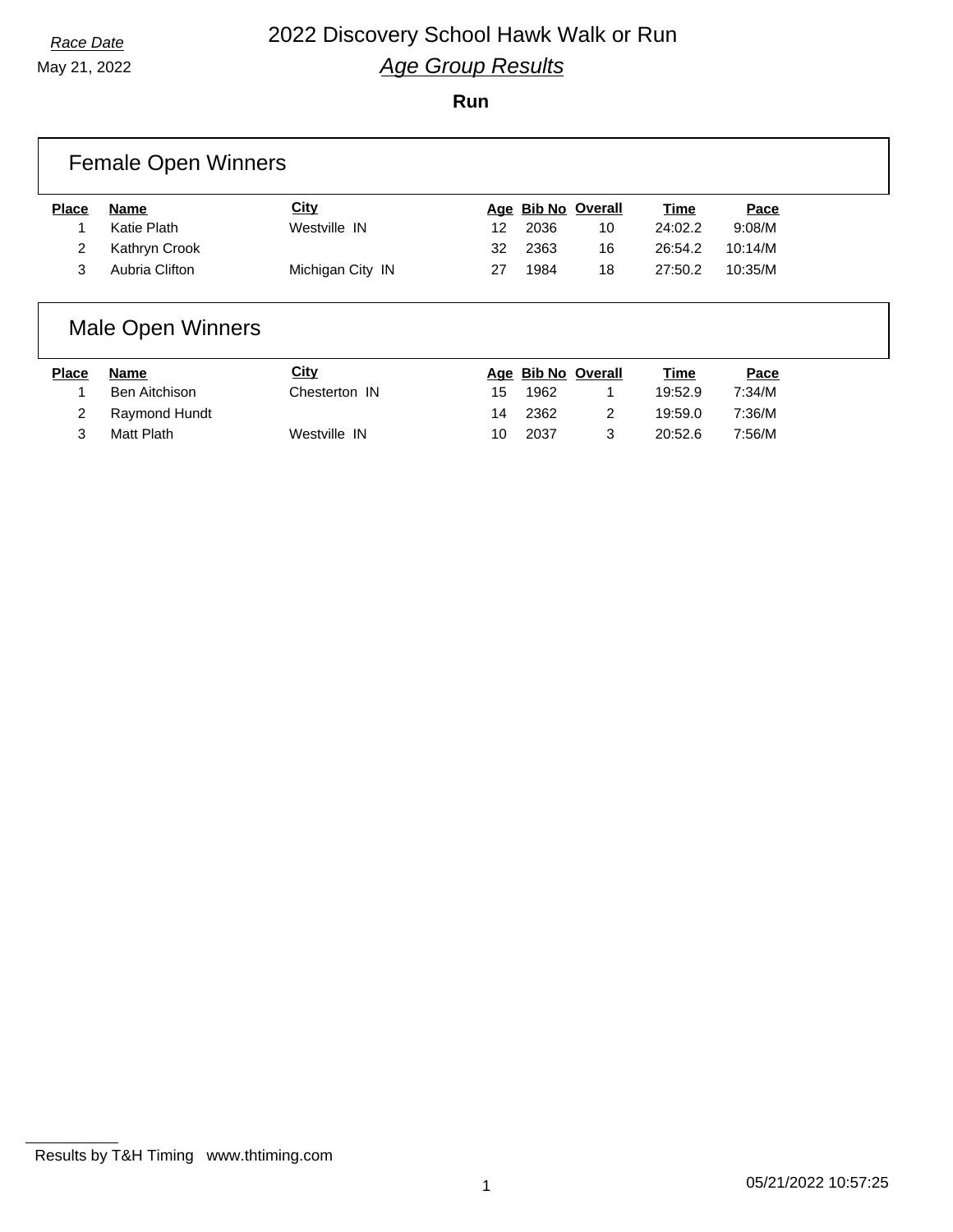*Race Date*

May 21, 2022

# 2022 Discovery School Hawk Walk or Run

## *Age Group Results*

**Run**

### Female Open Winners

| Place | Name | City | Age | Bib No | Overall | Time | Pace |
|---|---|---|---|---|---|---|---|
| 1 | Katie Plath | Westville IN | 12 | 2036 | 10 | 24:02.2 | 9:08/M |
| 2 | Kathryn Crook | | 32 | 2363 | 16 | 26:54.2 | 10:14/M |
| 3 | Aubria Clifton | Michigan City IN | 27 | 1984 | 18 | 27:50.2 | 10:35/M |

### Male Open Winners

| Place | Name | City | Age | Bib No | Overall | Time | Pace |
|---|---|---|---|---|---|---|---|
| 1 | Ben Aitchison | Chesterton IN | 15 | 1962 | 1 | 19:52.9 | 7:34/M |
| 2 | Raymond Hundt | | 14 | 2362 | 2 | 19:59.0 | 7:36/M |
| 3 | Matt Plath | Westville IN | 10 | 2037 | 3 | 20:52.6 | 7:56/M |

Results by T&H Timing www.thtiming.com

05/21/2022 10:57:25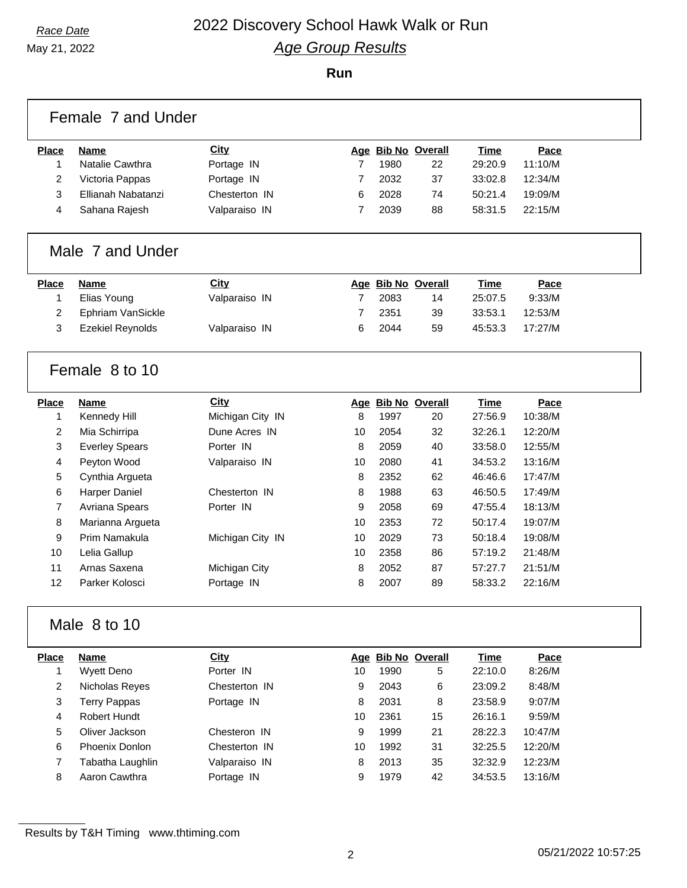*Race Date*

May 21, 2022

# 2022 Discovery School Hawk Walk or Run

## *Age Group Results*

**Run**

### Female 7 and Under

| Place | Name | City | Age | Bib No | Overall | Time | Pace |
|---|---|---|---|---|---|---|---|
| 1 | Natalie Cawthra | Portage IN | 7 | 1980 | 22 | 29:20.9 | 11:10/M |
| 2 | Victoria Pappas | Portage IN | 7 | 2032 | 37 | 33:02.8 | 12:34/M |
| 3 | Ellianah Nabatanzi | Chesterton IN | 6 | 2028 | 74 | 50:21.4 | 19:09/M |
| 4 | Sahana Rajesh | Valparaiso IN | 7 | 2039 | 88 | 58:31.5 | 22:15/M |

### Male 7 and Under

| Place | Name | City | Age | Bib No | Overall | Time | Pace |
|---|---|---|---|---|---|---|---|
| 1 | Elias Young | Valparaiso IN | 7 | 2083 | 14 | 25:07.5 | 9:33/M |
| 2 | Ephriam VanSickle | | 7 | 2351 | 39 | 33:53.1 | 12:53/M |
| 3 | Ezekiel Reynolds | Valparaiso IN | 6 | 2044 | 59 | 45:53.3 | 17:27/M |

### Female 8 to 10

| Place | Name | City | Age | Bib No | Overall | Time | Pace |
|---|---|---|---|---|---|---|---|
| 1 | Kennedy Hill | Michigan City IN | 8 | 1997 | 20 | 27:56.9 | 10:38/M |
| 2 | Mia Schirripa | Dune Acres IN | 10 | 2054 | 32 | 32:26.1 | 12:20/M |
| 3 | Everley Spears | Porter IN | 8 | 2059 | 40 | 33:58.0 | 12:55/M |
| 4 | Peyton Wood | Valparaiso IN | 10 | 2080 | 41 | 34:53.2 | 13:16/M |
| 5 | Cynthia Argueta | | 8 | 2352 | 62 | 46:46.6 | 17:47/M |
| 6 | Harper Daniel | Chesterton IN | 8 | 1988 | 63 | 46:50.5 | 17:49/M |
| 7 | Avriana Spears | Porter IN | 9 | 2058 | 69 | 47:55.4 | 18:13/M |
| 8 | Marianna Argueta | | 10 | 2353 | 72 | 50:17.4 | 19:07/M |
| 9 | Prim Namakula | Michigan City IN | 10 | 2029 | 73 | 50:18.4 | 19:08/M |
| 10 | Lelia Gallup | | 10 | 2358 | 86 | 57:19.2 | 21:48/M |
| 11 | Arnas Saxena | Michigan City | 8 | 2052 | 87 | 57:27.7 | 21:51/M |
| 12 | Parker Kolosci | Portage IN | 8 | 2007 | 89 | 58:33.2 | 22:16/M |

### Male 8 to 10

| Place | Name | City | Age | Bib No | Overall | Time | Pace |
|---|---|---|---|---|---|---|---|
| 1 | Wyett Deno | Porter IN | 10 | 1990 | 5 | 22:10.0 | 8:26/M |
| 2 | Nicholas Reyes | Chesterton IN | 9 | 2043 | 6 | 23:09.2 | 8:48/M |
| 3 | Terry Pappas | Portage IN | 8 | 2031 | 8 | 23:58.9 | 9:07/M |
| 4 | Robert Hundt | | 10 | 2361 | 15 | 26:16.1 | 9:59/M |
| 5 | Oliver Jackson | Chesteron IN | 9 | 1999 | 21 | 28:22.3 | 10:47/M |
| 6 | Phoenix Donlon | Chesterton IN | 10 | 1992 | 31 | 32:25.5 | 12:20/M |
| 7 | Tabatha Laughlin | Valparaiso IN | 8 | 2013 | 35 | 32:32.9 | 12:23/M |
| 8 | Aaron Cawthra | Portage IN | 9 | 1979 | 42 | 34:53.5 | 13:16/M |

Results by T&H Timing www.thtiming.com

05/21/2022 10:57:25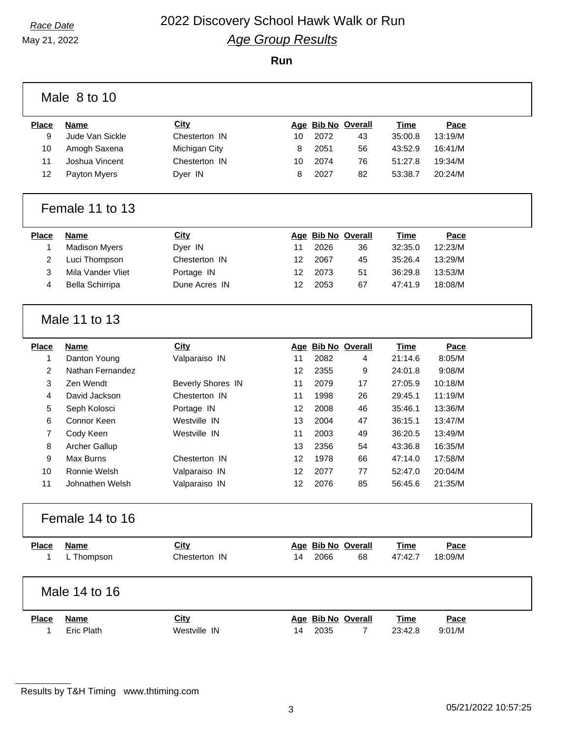*Race Date*

May 21, 2022

# 2022 Discovery School Hawk Walk or Run

## *Age Group Results*

**Run**

### Male 8 to 10

| Place | Name | City | Age | Bib No | Overall | Time | Pace |
|---|---|---|---|---|---|---|---|
| 9 | Jude Van Sickle | Chesterton IN | 10 | 2072 | 43 | 35:00.8 | 13:19/M |
| 10 | Amogh Saxena | Michigan City | 8 | 2051 | 56 | 43:52.9 | 16:41/M |
| 11 | Joshua Vincent | Chesterton IN | 10 | 2074 | 76 | 51:27.8 | 19:34/M |
| 12 | Payton Myers | Dyer IN | 8 | 2027 | 82 | 53:38.7 | 20:24/M |

### Female 11 to 13

| Place | Name | City | Age | Bib No | Overall | Time | Pace |
|---|---|---|---|---|---|---|---|
| 1 | Madison Myers | Dyer IN | 11 | 2026 | 36 | 32:35.0 | 12:23/M |
| 2 | Luci Thompson | Chesterton IN | 12 | 2067 | 45 | 35:26.4 | 13:29/M |
| 3 | Mila Vander Vliet | Portage IN | 12 | 2073 | 51 | 36:29.8 | 13:53/M |
| 4 | Bella Schirripa | Dune Acres IN | 12 | 2053 | 67 | 47:41.9 | 18:08/M |

### Male 11 to 13

| Place | Name | City | Age | Bib No | Overall | Time | Pace |
|---|---|---|---|---|---|---|---|
| 1 | Danton Young | Valparaiso IN | 11 | 2082 | 4 | 21:14.6 | 8:05/M |
| 2 | Nathan Fernandez | | 12 | 2355 | 9 | 24:01.8 | 9:08/M |
| 3 | Zen Wendt | Beverly Shores IN | 11 | 2079 | 17 | 27:05.9 | 10:18/M |
| 4 | David Jackson | Chesterton IN | 11 | 1998 | 26 | 29:45.1 | 11:19/M |
| 5 | Seph Kolosci | Portage IN | 12 | 2008 | 46 | 35:46.1 | 13:36/M |
| 6 | Connor Keen | Westville IN | 13 | 2004 | 47 | 36:15.1 | 13:47/M |
| 7 | Cody Keen | Westville IN | 11 | 2003 | 49 | 36:20.5 | 13:49/M |
| 8 | Archer Gallup | | 13 | 2356 | 54 | 43:36.8 | 16:35/M |
| 9 | Max Burns | Chesterton IN | 12 | 1978 | 66 | 47:14.0 | 17:58/M |
| 10 | Ronnie Welsh | Valparaiso IN | 12 | 2077 | 77 | 52:47.0 | 20:04/M |
| 11 | Johnathen Welsh | Valparaiso IN | 12 | 2076 | 85 | 56:45.6 | 21:35/M |

### Female 14 to 16

| Place | Name | City | Age | Bib No | Overall | Time | Pace |
|---|---|---|---|---|---|---|---|
| 1 | L Thompson | Chesterton IN | 14 | 2066 | 68 | 47:42.7 | 18:09/M |

### Male 14 to 16

| Place | Name | City | Age | Bib No | Overall | Time | Pace |
|---|---|---|---|---|---|---|---|
| 1 | Eric Plath | Westville IN | 14 | 2035 | 7 | 23:42.8 | 9:01/M |

Results by T&H Timing www.thtiming.com

05/21/2022 10:57:25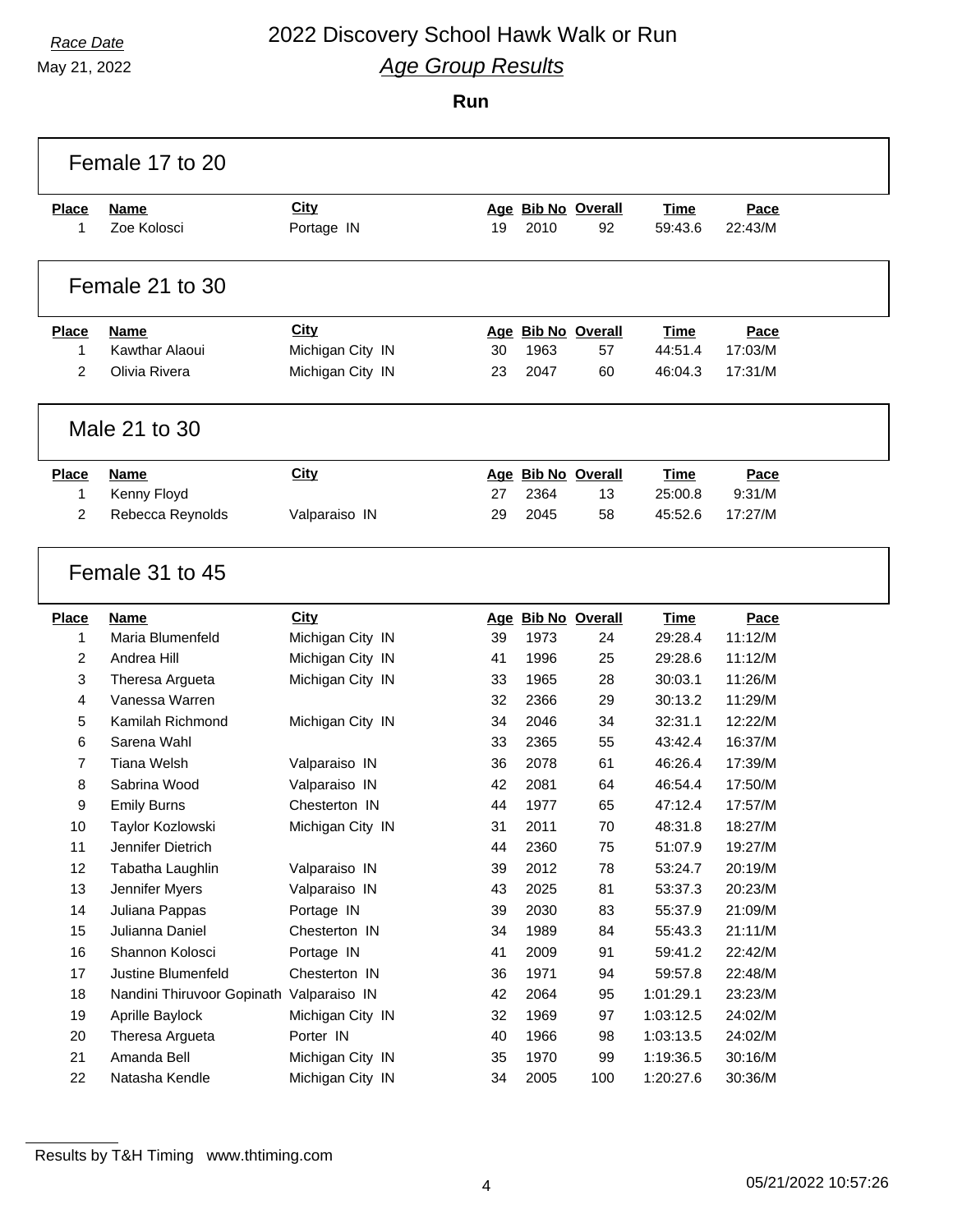*Race Date*

May 21, 2022

# 2022 Discovery School Hawk Walk or Run

## *Age Group Results*

**Run**

### Female 17 to 20

| Place | Name | City | Age | Bib No | Overall | Time | Pace |
|---|---|---|---|---|---|---|---|
| 1 | Zoe Kolosci | Portage IN | 19 | 2010 | 92 | 59:43.6 | 22:43/M |

### Female 21 to 30

| Place | Name | City | Age | Bib No | Overall | Time | Pace |
|---|---|---|---|---|---|---|---|
| 1 | Kawthar Alaoui | Michigan City IN | 30 | 1963 | 57 | 44:51.4 | 17:03/M |
| 2 | Olivia Rivera | Michigan City IN | 23 | 2047 | 60 | 46:04.3 | 17:31/M |

### Male 21 to 30

| Place | Name | City | Age | Bib No | Overall | Time | Pace |
|---|---|---|---|---|---|---|---|
| 1 | Kenny Floyd | | 27 | 2364 | 13 | 25:00.8 | 9:31/M |
| 2 | Rebecca Reynolds | Valparaiso IN | 29 | 2045 | 58 | 45:52.6 | 17:27/M |

### Female 31 to 45

| Place | Name | City | Age | Bib No | Overall | Time | Pace |
|---|---|---|---|---|---|---|---|
| 1 | Maria Blumenfeld | Michigan City IN | 39 | 1973 | 24 | 29:28.4 | 11:12/M |
| 2 | Andrea Hill | Michigan City IN | 41 | 1996 | 25 | 29:28.6 | 11:12/M |
| 3 | Theresa Argueta | Michigan City IN | 33 | 1965 | 28 | 30:03.1 | 11:26/M |
| 4 | Vanessa Warren | | 32 | 2366 | 29 | 30:13.2 | 11:29/M |
| 5 | Kamilah Richmond | Michigan City IN | 34 | 2046 | 34 | 32:31.1 | 12:22/M |
| 6 | Sarena Wahl | | 33 | 2365 | 55 | 43:42.4 | 16:37/M |
| 7 | Tiana Welsh | Valparaiso IN | 36 | 2078 | 61 | 46:26.4 | 17:39/M |
| 8 | Sabrina Wood | Valparaiso IN | 42 | 2081 | 64 | 46:54.4 | 17:50/M |
| 9 | Emily Burns | Chesterton IN | 44 | 1977 | 65 | 47:12.4 | 17:57/M |
| 10 | Taylor Kozlowski | Michigan City IN | 31 | 2011 | 70 | 48:31.8 | 18:27/M |
| 11 | Jennifer Dietrich | | 44 | 2360 | 75 | 51:07.9 | 19:27/M |
| 12 | Tabatha Laughlin | Valparaiso IN | 39 | 2012 | 78 | 53:24.7 | 20:19/M |
| 13 | Jennifer Myers | Valparaiso IN | 43 | 2025 | 81 | 53:37.3 | 20:23/M |
| 14 | Juliana Pappas | Portage IN | 39 | 2030 | 83 | 55:37.9 | 21:09/M |
| 15 | Julianna Daniel | Chesterton IN | 34 | 1989 | 84 | 55:43.3 | 21:11/M |
| 16 | Shannon Kolosci | Portage IN | 41 | 2009 | 91 | 59:41.2 | 22:42/M |
| 17 | Justine Blumenfeld | Chesterton IN | 36 | 1971 | 94 | 59:57.8 | 22:48/M |
| 18 | Nandini Thiruvoor Gopinath | Valparaiso IN | 42 | 2064 | 95 | 1:01:29.1 | 23:23/M |
| 19 | Aprille Baylock | Michigan City IN | 32 | 1969 | 97 | 1:03:12.5 | 24:02/M |
| 20 | Theresa Argueta | Porter IN | 40 | 1966 | 98 | 1:03:13.5 | 24:02/M |
| 21 | Amanda Bell | Michigan City IN | 35 | 1970 | 99 | 1:19:36.5 | 30:16/M |
| 22 | Natasha Kendle | Michigan City IN | 34 | 2005 | 100 | 1:20:27.6 | 30:36/M |

Results by T&H Timing www.thtiming.com

05/21/2022 10:57:26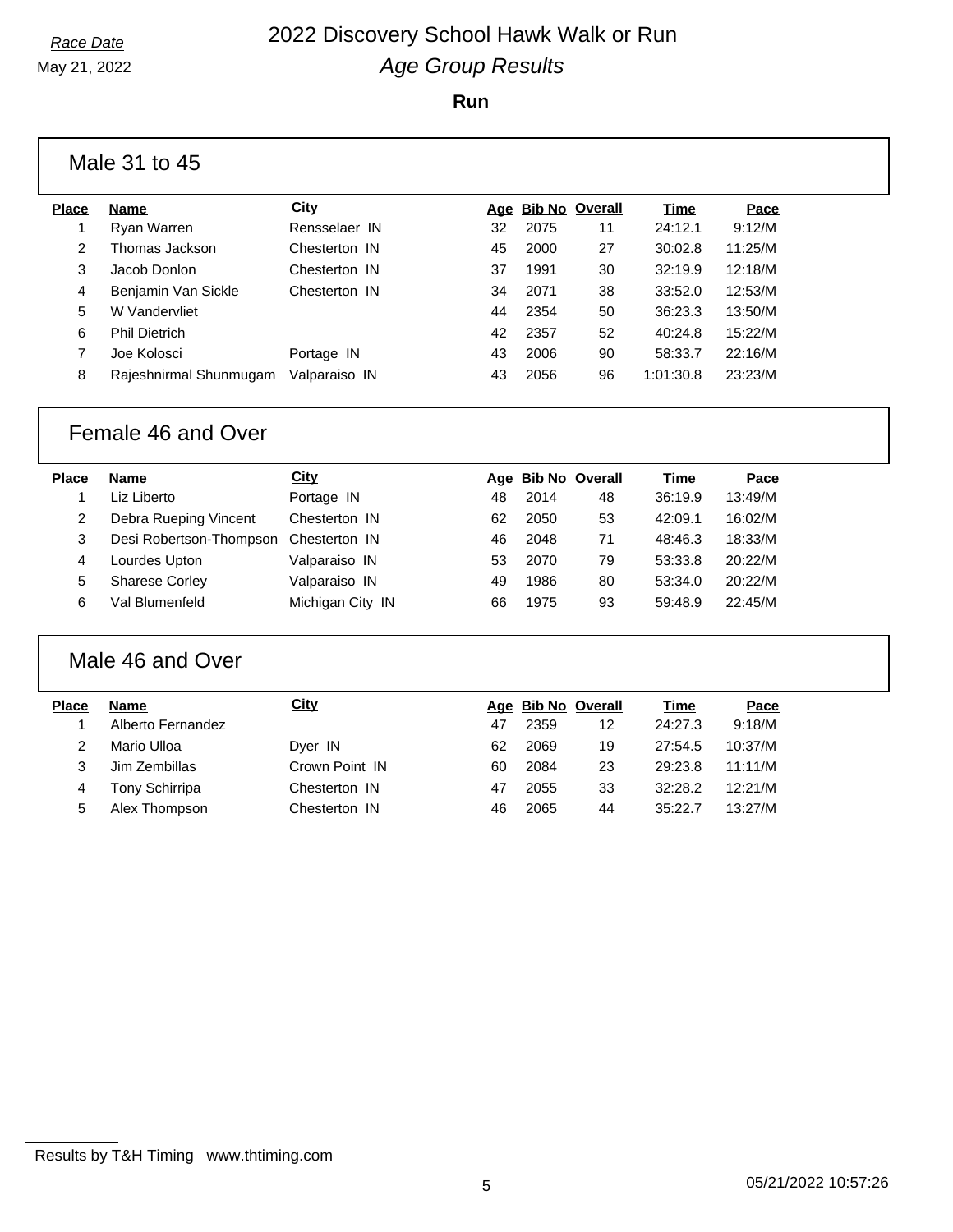# 2022 Discovery School Hawk Walk or Run

*Race Date*
May 21, 2022

## *Age Group Results*

**Run**

### Male 31 to 45

| Place | Name | City | Age | Bib No | Overall | Time | Pace |
|---|---|---|---|---|---|---|---|
| 1 | Ryan Warren | Rensselaer IN | 32 | 2075 | 11 | 24:12.1 | 9:12/M |
| 2 | Thomas Jackson | Chesterton IN | 45 | 2000 | 27 | 30:02.8 | 11:25/M |
| 3 | Jacob Donlon | Chesterton IN | 37 | 1991 | 30 | 32:19.9 | 12:18/M |
| 4 | Benjamin Van Sickle | Chesterton IN | 34 | 2071 | 38 | 33:52.0 | 12:53/M |
| 5 | W Vandervliet | | 44 | 2354 | 50 | 36:23.3 | 13:50/M |
| 6 | Phil Dietrich | | 42 | 2357 | 52 | 40:24.8 | 15:22/M |
| 7 | Joe Kolosci | Portage IN | 43 | 2006 | 90 | 58:33.7 | 22:16/M |
| 8 | Rajeshnirmal Shunmugam | Valparaiso IN | 43 | 2056 | 96 | 1:01:30.8 | 23:23/M |

### Female 46 and Over

| Place | Name | City | Age | Bib No | Overall | Time | Pace |
|---|---|---|---|---|---|---|---|
| 1 | Liz Liberto | Portage IN | 48 | 2014 | 48 | 36:19.9 | 13:49/M |
| 2 | Debra Rueping Vincent | Chesterton IN | 62 | 2050 | 53 | 42:09.1 | 16:02/M |
| 3 | Desi Robertson-Thompson | Chesterton IN | 46 | 2048 | 71 | 48:46.3 | 18:33/M |
| 4 | Lourdes Upton | Valparaiso IN | 53 | 2070 | 79 | 53:33.8 | 20:22/M |
| 5 | Sharese Corley | Valparaiso IN | 49 | 1986 | 80 | 53:34.0 | 20:22/M |
| 6 | Val Blumenfeld | Michigan City IN | 66 | 1975 | 93 | 59:48.9 | 22:45/M |

### Male 46 and Over

| Place | Name | City | Age | Bib No | Overall | Time | Pace |
|---|---|---|---|---|---|---|---|
| 1 | Alberto Fernandez | | 47 | 2359 | 12 | 24:27.3 | 9:18/M |
| 2 | Mario Ulloa | Dyer IN | 62 | 2069 | 19 | 27:54.5 | 10:37/M |
| 3 | Jim Zembillas | Crown Point IN | 60 | 2084 | 23 | 29:23.8 | 11:11/M |
| 4 | Tony Schirripa | Chesterton IN | 47 | 2055 | 33 | 32:28.2 | 12:21/M |
| 5 | Alex Thompson | Chesterton IN | 46 | 2065 | 44 | 35:22.7 | 13:27/M |

Results by T&H Timing www.thtiming.com

05/21/2022 10:57:26